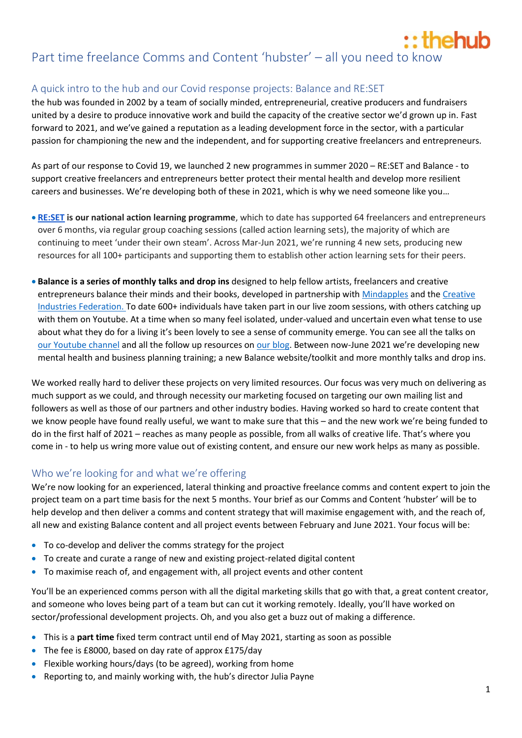# Part time freelance Comms and Content 'hubster' – all you need to know

## A quick intro to the hub and our Covid response projects: Balance and RE:SET

the hub was founded in 2002 by a team of socially minded, entrepreneurial, creative producers and fundraisers united by a desire to produce innovative work and build the capacity of the creative sector we'd grown up in. Fast forward to 2021, and we've gained a reputation as a leading development force in the sector, with a particular passion for championing the new and the independent, and for supporting creative freelancers and entrepreneurs.

As part of our response to Covid 19, we launched 2 new programmes in summer 2020 – RE:SET and Balance - to support creative freelancers and entrepreneurs better protect their mental health and develop more resilient careers and businesses. We're developing both of these in 2021, which is why we need someone like you…

- **RE:SET is our national action learning programme**, which to date has supported 64 freelancers and entrepreneurs over 6 months, via regular group coaching sessions (called action learning sets), the majority of which are continuing to meet 'under their own steam'. Across Mar-Jun 2021, we're running 4 new sets, producing new resources for all 100+ participants and supporting them to establish other action learning sets for their peers.
- **Balance is a series of monthly talks and drop ins** designed to help fellow artists, freelancers and creative entrepreneurs balance their minds and their books, developed in partnership with Mindapples and the Creative Industries Federation. To date 600+ individuals have taken part in our live zoom sessions, with others catching up with them on Youtube. At a time when so many feel isolated, under-valued and uncertain even what tense to use about what they do for a living it's been lovely to see a sense of community emerge. You can see all the talks on our Youtube channel and all the follow up resources on our blog. Between now-June 2021 we're developing new mental health and business planning training; a new Balance website/toolkit and more monthly talks and drop ins.

We worked really hard to deliver these projects on very limited resources. Our focus was very much on delivering as much support as we could, and through necessity our marketing focused on targeting our own mailing list and followers as well as those of our partners and other industry bodies. Having worked so hard to create content that we know people have found really useful, we want to make sure that this – and the new work we're being funded to do in the first half of 2021 – reaches as many people as possible, from all walks of creative life. That's where you come in - to help us wring more value out of existing content, and ensure our new work helps as many as possible.

## Who we're looking for and what we're offering

We're now looking for an experienced, lateral thinking and proactive freelance comms and content expert to join the project team on a part time basis for the next 5 months. Your brief as our Comms and Content 'hubster' will be to help develop and then deliver a comms and content strategy that will maximise engagement with, and the reach of, all new and existing Balance content and all project events between February and June 2021. Your focus will be:

- To co-develop and deliver the comms strategy for the project
- To create and curate a range of new and existing project-related digital content
- To maximise reach of, and engagement with, all project events and other content

You'll be an experienced comms person with all the digital marketing skills that go with that, a great content creator, and someone who loves being part of a team but can cut it working remotely. Ideally, you'll have worked on sector/professional development projects. Oh, and you also get a buzz out of making a difference.

- This is a **part time** fixed term contract until end of May 2021, starting as soon as possible
- The fee is £8000, based on day rate of approx £175/day
- Flexible working hours/days (to be agreed), working from home
- Reporting to, and mainly working with, the hub's director Julia Payne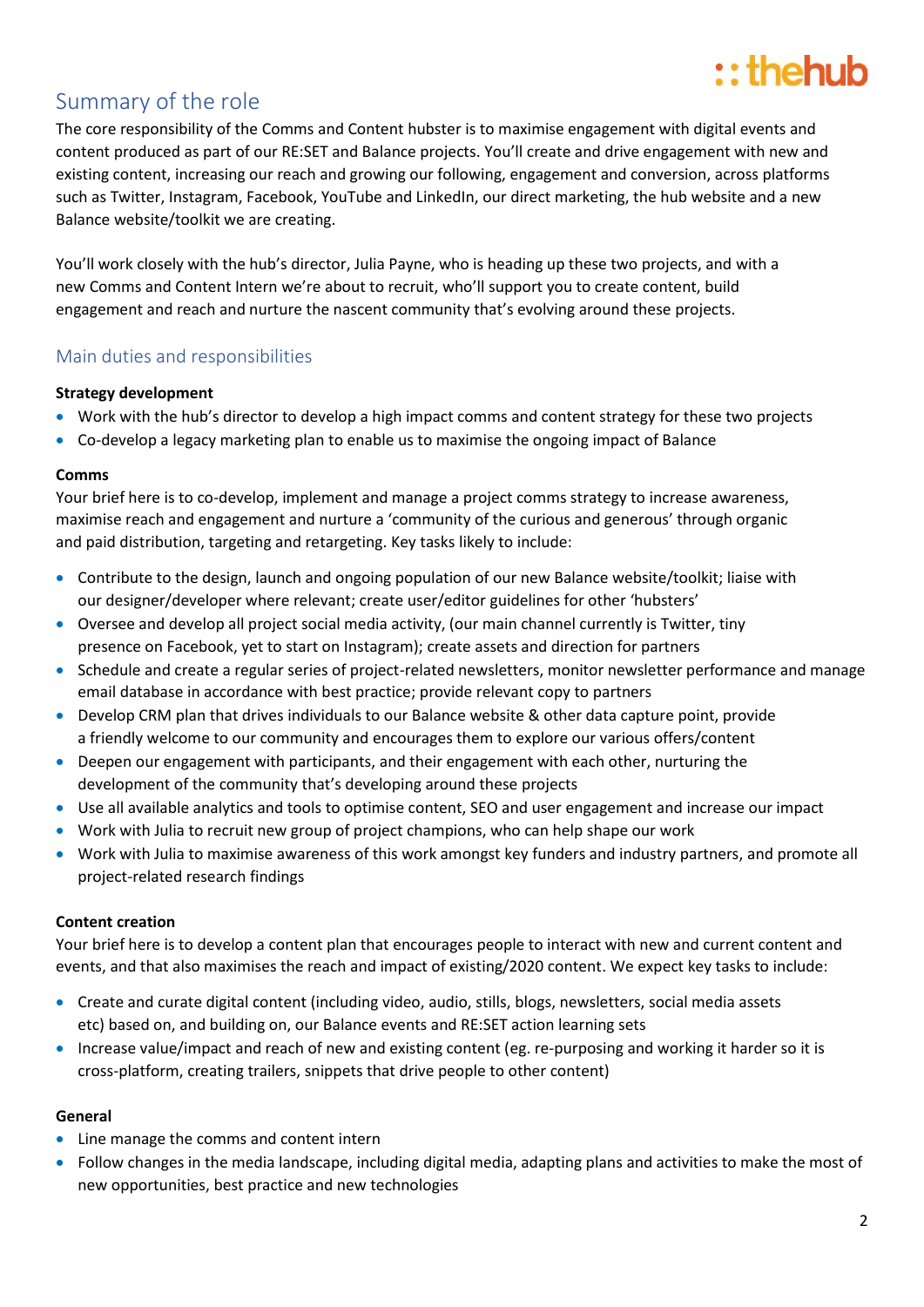## Summary of the role

The core responsibility of the Comms and Content hubster is to maximise engagement with digital events and content produced as part of our RE:SET and Balance projects. You'll create and drive engagement with new and existing content, increasing our reach and growing our following, engagement and conversion, across platforms such as Twitter, Instagram, Facebook, YouTube and LinkedIn, our direct marketing, the hub website and a new Balance website/toolkit we are creating.

You'll work closely with the hub's director, Julia Payne, who is heading up these two projects, and with a new Comms and Content Intern we're about to recruit, who'll support you to create content, build engagement and reach and nurture the nascent community that's evolving around these projects.

## Main duties and responsibilities

**Strategy development**

- Work with the hub's director to develop a high impact comms and content strategy for these two projects
- Co-develop a legacy marketing plan to enable us to maximise the ongoing impact of Balance

**Comms**

Your brief here is to co-develop, implement and manage a project comms strategy to increase awareness, maximise reach and engagement and nurture a 'community of the curious and generous' through organic and paid distribution, targeting and retargeting. Key tasks likely to include:

- Contribute to the design, launch and ongoing population of our new Balance website/toolkit; liaise with our designer/developer where relevant; create user/editor guidelines for other 'hubsters'
- Oversee and develop all project social media activity, (our main channel currently is Twitter, tiny presence on Facebook, yet to start on Instagram); create assets and direction for partners
- Schedule and create a regular series of project-related newsletters, monitor newsletter performance and manage email database in accordance with best practice; provide relevant copy to partners
- Develop CRM plan that drives individuals to our Balance website & other data capture point, provide a friendly welcome to our community and encourages them to explore our various offers/content
- Deepen our engagement with participants, and their engagement with each other, nurturing the development of the community that's developing around these projects
- Use all available analytics and tools to optimise content, SEO and user engagement and increase our impact
- Work with Julia to recruit new group of project champions, who can help shape our work
- Work with Julia to maximise awareness of this work amongst key funders and industry partners, and promote all project-related research findings

**Content creation**

Your brief here is to develop a content plan that encourages people to interact with new and current content and events, and that also maximises the reach and impact of existing/2020 content. We expect key tasks to include:

- Create and curate digital content (including video, audio, stills, blogs, newsletters, social media assets etc) based on, and building on, our Balance events and RE:SET action learning sets
- Increase value/impact and reach of new and existing content (eg. re-purposing and working it harder so it is cross-platform, creating trailers, snippets that drive people to other content)

**General**

- Line manage the comms and content intern
- Follow changes in the media landscape, including digital media, adapting plans and activities to make the most of new opportunities, best practice and new technologies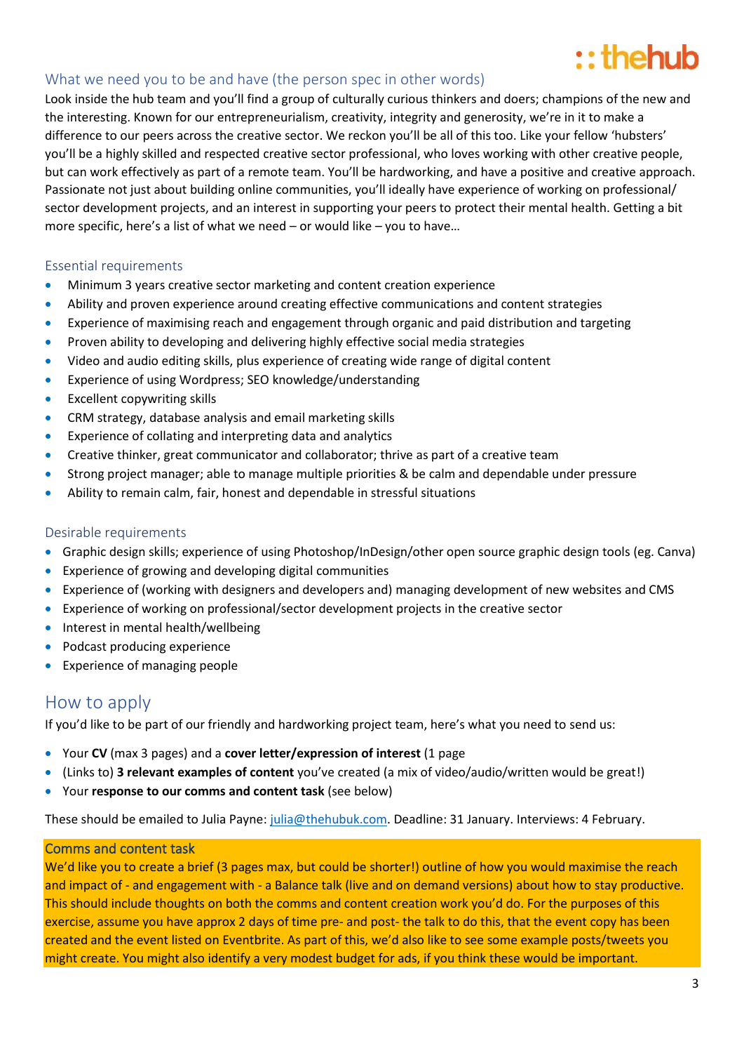## What we need you to be and have (the person spec in other words)

Look inside the hub team and you'll find a group of culturally curious thinkers and doers; champions of the new and the interesting. Known for our entrepreneurialism, creativity, integrity and generosity, we're in it to make a difference to our peers across the creative sector. We reckon you'll be all of this too. Like your fellow 'hubsters' you'll be a highly skilled and respected creative sector professional, who loves working with other creative people, but can work effectively as part of a remote team. You'll be hardworking, and have a positive and creative approach. Passionate not just about building online communities, you'll ideally have experience of working on professional/ sector development projects, and an interest in supporting your peers to protect their mental health. Getting a bit more specific, here's a list of what we need – or would like – you to have…

### Essential requirements

- Minimum 3 years creative sector marketing and content creation experience
- Ability and proven experience around creating effective communications and content strategies
- Experience of maximising reach and engagement through organic and paid distribution and targeting
- Proven ability to developing and delivering highly effective social media strategies
- Video and audio editing skills, plus experience of creating wide range of digital content
- Experience of using Wordpress; SEO knowledge/understanding
- Excellent copywriting skills
- CRM strategy, database analysis and email marketing skills
- Experience of collating and interpreting data and analytics
- Creative thinker, great communicator and collaborator; thrive as part of a creative team
- Strong project manager; able to manage multiple priorities & be calm and dependable under pressure
- Ability to remain calm, fair, honest and dependable in stressful situations

### Desirable requirements

- Graphic design skills; experience of using Photoshop/InDesign/other open source graphic design tools (eg. Canva)
- Experience of growing and developing digital communities
- Experience of (working with designers and developers and) managing development of new websites and CMS
- Experience of working on professional/sector development projects in the creative sector
- Interest in mental health/wellbeing
- Podcast producing experience
- Experience of managing people

## How to apply

If you'd like to be part of our friendly and hardworking project team, here's what you need to send us:

- Your **CV** (max 3 pages) and a **cover letter/expression of interest** (1 page
- (Links to) **3 relevant examples of content** you've created (a mix of video/audio/written would be great!)
- Your **response to our comms and content task** (see below)

These should be emailed to Julia Payne: julia@thehubuk.com. Deadline: 31 January. Interviews: 4 February.

### Comms and content task

We'd like you to create a brief (3 pages max, but could be shorter!) outline of how you would maximise the reach and impact of - and engagement with - a Balance talk (live and on demand versions) about how to stay productive. This should include thoughts on both the comms and content creation work you'd do. For the purposes of this exercise, assume you have approx 2 days of time pre- and post- the talk to do this, that the event copy has been created and the event listed on Eventbrite. As part of this, we'd also like to see some example posts/tweets you might create. You might also identify a very modest budget for ads, if you think these would be important.